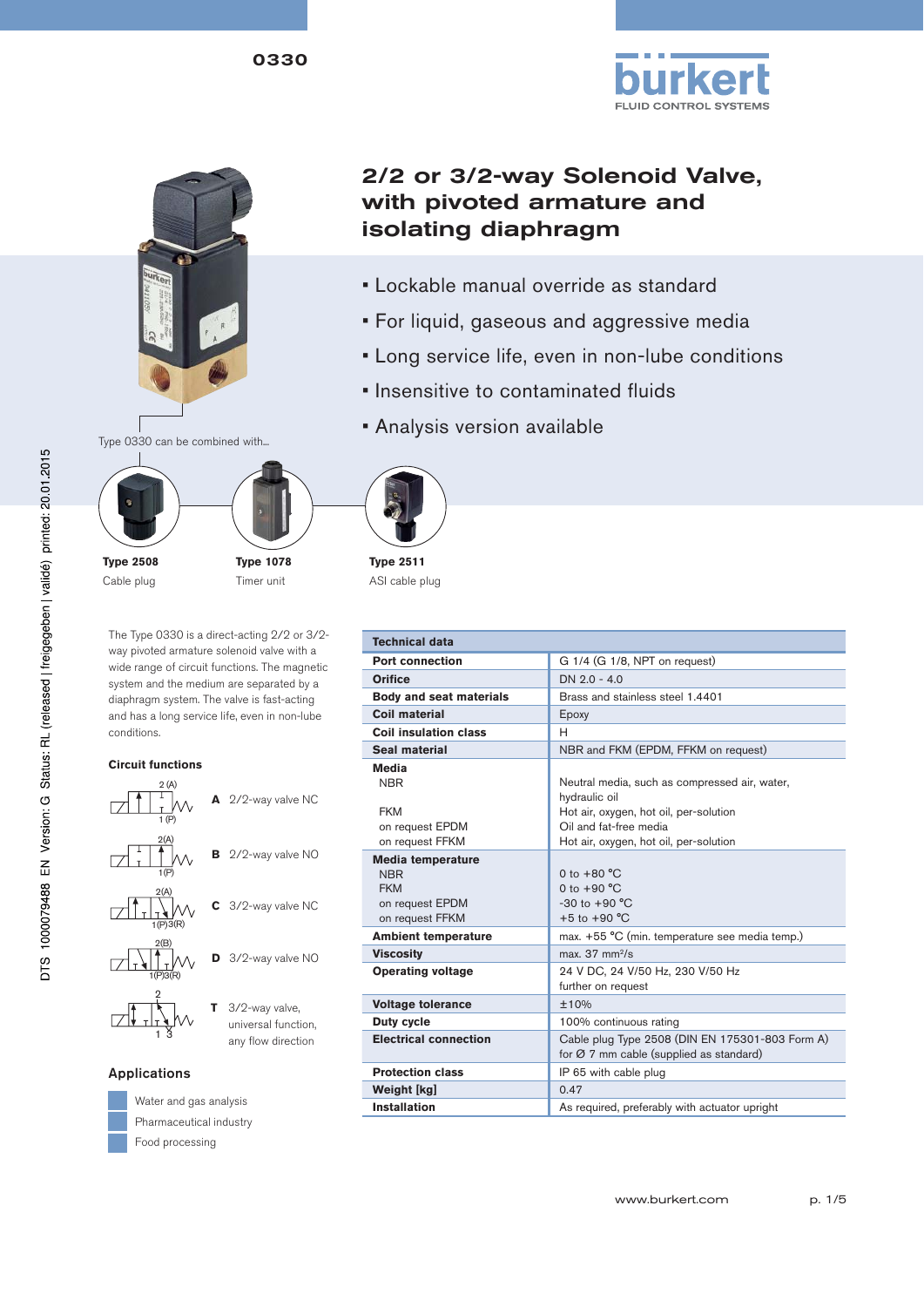0330

# 2/2 or 3/2-way Solenoid Valve, with pivoted armature and isolating diaphragm

- Lockable manual override as standard
- For liquid, gaseous and aggressive media
- Long service life, even in non-lube conditions
- Insensitive to contaminated fluids
- Analysis version available

Type 0330 can be combined with...

**Type 2508**
Cable plug

**Type 1078**
Timer unit

**Type 2511**
ASI cable plug

The Type 0330 is a direct-acting 2/2 or 3/2-way pivoted armature solenoid valve with a wide range of circuit functions. The magnetic system and the medium are separated by a diaphragm system. The valve is fast-acting and has a long service life, even in non-lube conditions.

### Circuit functions

**A** 2/2-way valve NC

**B** 2/2-way valve NO

**C** 3/2-way valve NC

**D** 3/2-way valve NO

**T** 3/2-way valve, universal function, any flow direction

## Applications

- Water and gas analysis
- Pharmaceutical industry
- Food processing

| Technical data | |
|---|---|
| **Port connection** | G 1/4 (G 1/8, NPT on request) |
| **Orifice** | DN 2.0 - 4.0 |
| **Body and seat materials** | Brass and stainless steel 1.4401 |
| **Coil material** | Epoxy |
| **Coil insulation class** | H |
| **Seal material** | NBR and FKM (EPDM, FFKM on request) |
| **Media**<br>NBR<br><br>FKM<br>on request EPDM<br>on request FFKM | <br>Neutral media, such as compressed air, water, hydraulic oil<br>Hot air, oxygen, hot oil, per-solution<br>Oil and fat-free media<br>Hot air, oxygen, hot oil, per-solution |
| **Media temperature**<br>NBR<br>FKM<br>on request EPDM<br>on request FFKM | <br>0 to +80 °C<br>0 to +90 °C<br>-30 to +90 °C<br>+5 to +90 °C |
| **Ambient temperature** | max. +55 °C (min. temperature see media temp.) |
| **Viscosity** | max. 37 mm²/s |
| **Operating voltage** | 24 V DC, 24 V/50 Hz, 230 V/50 Hz<br>further on request |
| **Voltage tolerance** | ±10% |
| **Duty cycle** | 100% continuous rating |
| **Electrical connection** | Cable plug Type 2508 (DIN EN 175301-803 Form A) for Ø 7 mm cable (supplied as standard) |
| **Protection class** | IP 65 with cable plug |
| **Weight [kg]** | 0.47 |
| **Installation** | As required, preferably with actuator upright |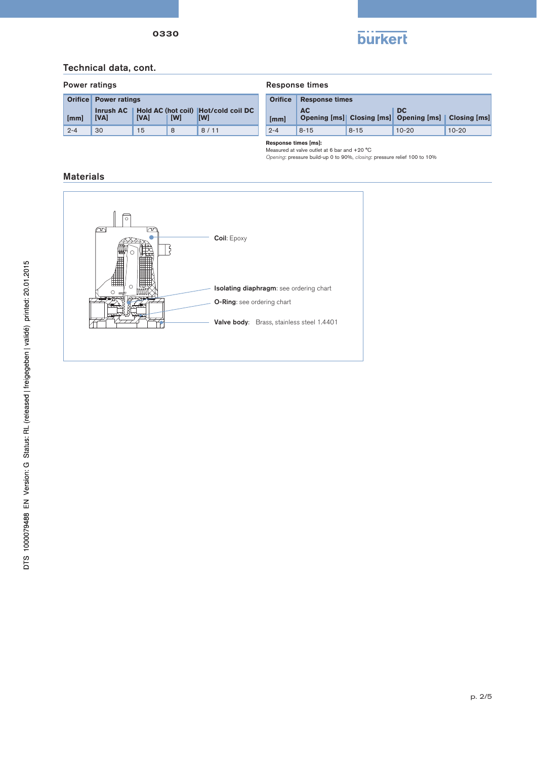## Technical data, cont.

### Power ratings

| Orifice | Power ratings | | | |
|---|---|---|---|---|
| | Inrush AC | Hold AC (hot coil) | | Hot/cold coil DC |
| [mm] | [VA] | [VA] | [W] | [W] |
| 2-4 | 30 | 15 | 8 | 8 / 11 |

### Response times

| Orifice | Response times | | | |
|---|---|---|---|---|
| | AC | | DC | |
| [mm] | Opening [ms] | Closing [ms] | Opening [ms] | Closing [ms] |
| 2-4 | 8-15 | 8-15 | 10-20 | 10-20 |

**Response times [ms]:**
Measured at valve outlet at 6 bar and +20 °C
*Opening*: pressure build-up 0 to 90%, *closing*: pressure relief 100 to 10%

## Materials

**Coil**: Epoxy

**Isolating diaphragm**: see ordering chart

**O-Ring**: see ordering chart

**Valve body**: Brass, stainless steel 1.4401

DTS 1000079488 EN Version: G Status: RL (released | freigegeben | validé) printed: 20.01.2015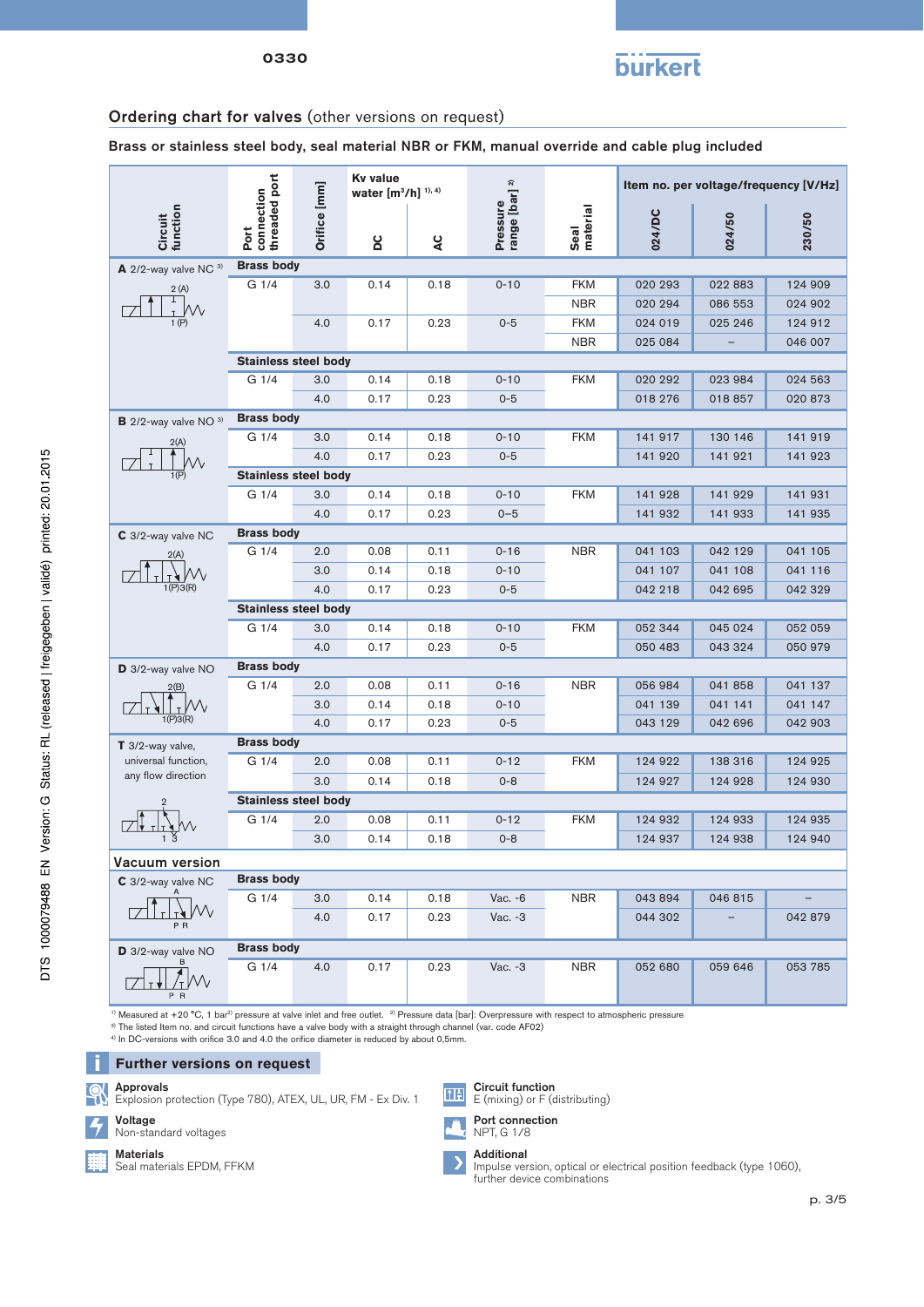## Ordering chart for valves (other versions on request)

### Brass or stainless steel body, seal material NBR or FKM, manual override and cable plug included

| Circuit function | Port connection threaded port | Orifice [mm] | Kv value water [m³/h] [1), 4)] DC | AC | Pressure range [bar] [2)] | Seal material | Item no. per voltage/frequency [V/Hz] 024/DC | 024/50 | 230/50 |
|---|---|---|---|---|---|---|---|---|---|
| **A** 2/2-way valve NC [3)] | **Brass body** | | | | | | | | |
| | G 1/4 | 3.0 | 0.14 | 0.18 | 0-10 | FKM | 020 293 | 022 883 | 124 909 |
| | | | | | | NBR | 020 294 | 086 553 | 024 902 |
| | | 4.0 | 0.17 | 0.23 | 0-5 | FKM | 024 019 | 025 246 | 124 912 |
| | | | | | | NBR | 025 084 | – | 046 007 |
| | **Stainless steel body** | | | | | | | | |
| | G 1/4 | 3.0 | 0.14 | 0.18 | 0-10 | FKM | 020 292 | 023 984 | 024 563 |
| | | 4.0 | 0.17 | 0.23 | 0-5 | | 018 276 | 018 857 | 020 873 |
| **B** 2/2-way valve NO [3)] | **Brass body** | | | | | | | | |
| | G 1/4 | 3.0 | 0.14 | 0.18 | 0-10 | FKM | 141 917 | 130 146 | 141 919 |
| | | 4.0 | 0.17 | 0.23 | 0-5 | | 141 920 | 141 921 | 141 923 |
| | **Stainless steel body** | | | | | | | | |
| | G 1/4 | 3.0 | 0.14 | 0.18 | 0-10 | FKM | 141 928 | 141 929 | 141 931 |
| | | 4.0 | 0.17 | 0.23 | 0–5 | | 141 932 | 141 933 | 141 935 |
| **C** 3/2-way valve NC | **Brass body** | | | | | | | | |
| | G 1/4 | 2.0 | 0.08 | 0.11 | 0-16 | NBR | 041 103 | 042 129 | 041 105 |
| | | 3.0 | 0.14 | 0.18 | 0-10 | | 041 107 | 041 108 | 041 116 |
| | | 4.0 | 0.17 | 0.23 | 0-5 | | 042 218 | 042 695 | 042 329 |
| | **Stainless steel body** | | | | | | | | |
| | G 1/4 | 3.0 | 0.14 | 0.18 | 0-10 | FKM | 052 344 | 045 024 | 052 059 |
| | | 4.0 | 0.17 | 0.23 | 0-5 | | 050 483 | 043 324 | 050 979 |
| **D** 3/2-way valve NO | **Brass body** | | | | | | | | |
| | G 1/4 | 2.0 | 0.08 | 0.11 | 0-16 | NBR | 056 984 | 041 858 | 041 137 |
| | | 3.0 | 0.14 | 0.18 | 0-10 | | 041 139 | 041 141 | 041 147 |
| | | 4.0 | 0.17 | 0.23 | 0-5 | | 043 129 | 042 696 | 042 903 |
| **T** 3/2-way valve, universal function, any flow direction | **Brass body** | | | | | | | | |
| | G 1/4 | 2.0 | 0.08 | 0.11 | 0-12 | FKM | 124 922 | 138 316 | 124 925 |
| | | 3.0 | 0.14 | 0.18 | 0-8 | | 124 927 | 124 928 | 124 930 |
| | **Stainless steel body** | | | | | | | | |
| | G 1/4 | 2.0 | 0.08 | 0.11 | 0-12 | FKM | 124 932 | 124 933 | 124 935 |
| | | 3.0 | 0.14 | 0.18 | 0-8 | | 124 937 | 124 938 | 124 940 |
| **Vacuum version** | | | | | | | | | |
| **C** 3/2-way valve NC | **Brass body** | | | | | | | | |
| | G 1/4 | 3.0 | 0.14 | 0.18 | Vac. -6 | NBR | 043 894 | 046 815 | – |
| | | 4.0 | 0.17 | 0.23 | Vac. -3 | | 044 302 | – | 042 879 |
| **D** 3/2-way valve NO | **Brass body** | | | | | | | | |
| | G 1/4 | 4.0 | 0.17 | 0.23 | Vac. -3 | NBR | 052 680 | 059 646 | 053 785 |

[1)] Measured at +20 °C, 1 bar[2)] pressure at valve inlet and free outlet. [2)] Pressure data [bar]: Overpressure with respect to atmospheric pressure
[3)] The listed Item no. and circuit functions have a valve body with a straight through channel (var. code AF02)
[4)] In DC-versions with orifice 3.0 and 4.0 the orifice diameter is reduced by about 0,5mm.

## Further versions on request

**Approvals**
Explosion protection (Type 780), ATEX, UL, UR, FM - Ex Div. 1

**Voltage**
Non-standard voltages

**Materials**
Seal materials EPDM, FFKM

**Circuit function**
E (mixing) or F (distributing)

**Port connection**
NPT, G 1/8

**Additional**
Impulse version, optical or electrical position feedback (type 1060), further device combinations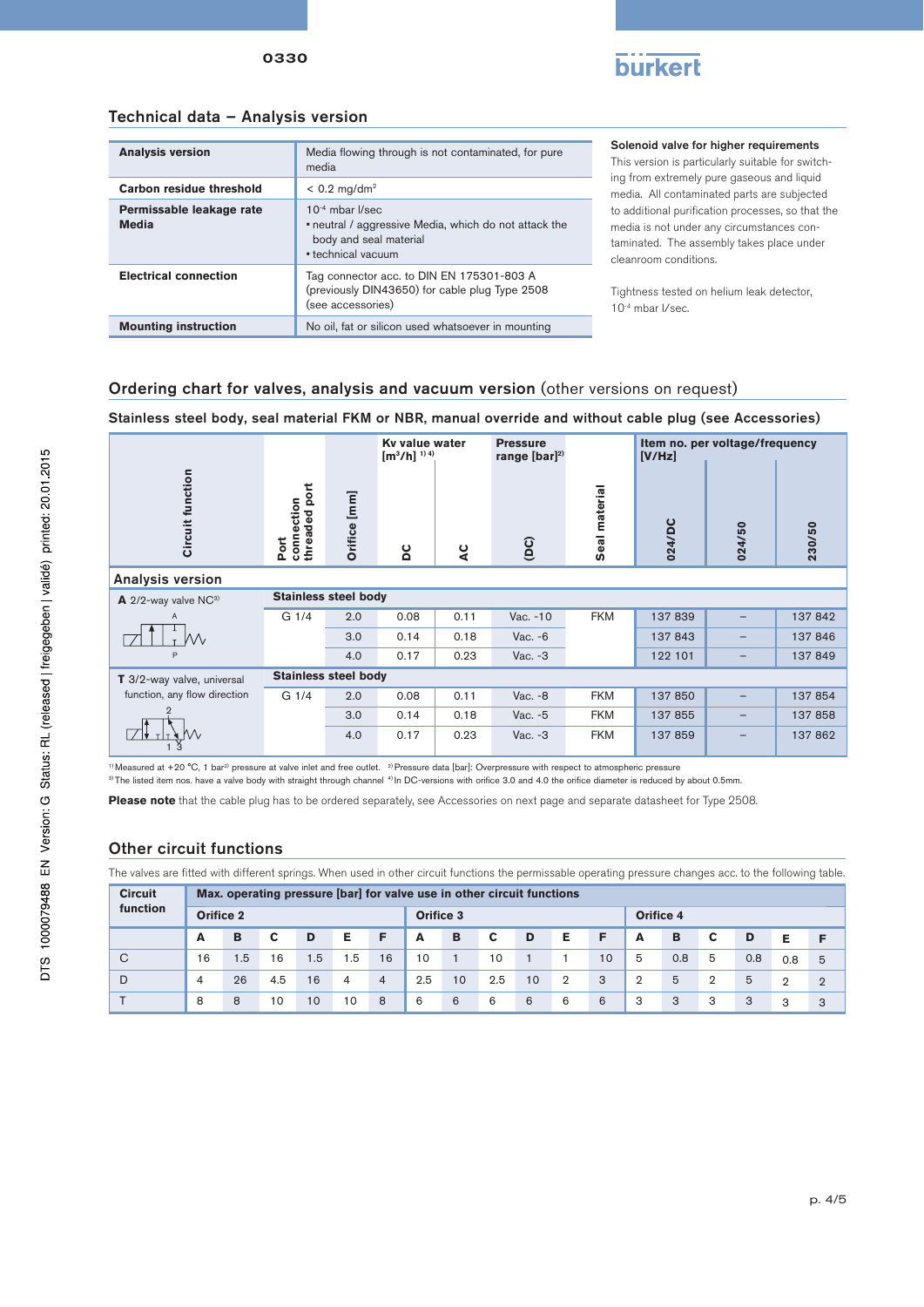## Technical data – Analysis version

| | |
|---|---|
| **Analysis version** | Media flowing through is not contaminated, for pure media |
| **Carbon residue threshold** | < 0.2 mg/dm² |
| **Permissable leakage rate** **Media** | $10^{-4}$ mbar l/sec<br>▪ neutral / aggressive Media, which do not attack the body and seal material<br>▪ technical vacuum |
| **Electrical connection** | Tag connector acc. to DIN EN 175301-803 A (previously DIN43650) for cable plug Type 2508 (see accessories) |
| **Mounting instruction** | No oil, fat or silicon used whatsoever in mounting |

**Solenoid valve for higher requirements**

This version is particularly suitable for switching from extremely pure gaseous and liquid media. All contaminated parts are subjected to additional purification processes, so that the media is not under any circumstances contaminated. The assembly takes place under cleanroom conditions.

Tightness tested on helium leak detector, $10^{-4}$ mbar l/sec.

## Ordering chart for valves, analysis and vacuum version (other versions on request)

### Stainless steel body, seal material FKM or NBR, manual override and without cable plug (see Accessories)

| Circuit function | Port connection threaded port | Orifice [mm] | Kv value water [m³/h] [1) 4)] | | Pressure range [bar] [2)] | Seal material | Item no. per voltage/frequency [V/Hz] | | |
|---|---|---|---|---|---|---|---|---|---|
| | | | DC | AC | (DC) | | 024/DC | 024/50 | 230/50 |
| **Analysis version** | | | | | | | | | |
| **A** 2/2-way valve NC[3)] | **Stainless steel body** | | | | | | | | |
| | G 1/4 | 2.0 | 0.08 | 0.11 | Vac. -10 | FKM | 137 839 | – | 137 842 |
| | | 3.0 | 0.14 | 0.18 | Vac. -6 | | 137 843 | – | 137 846 |
| | | 4.0 | 0.17 | 0.23 | Vac. -3 | | 122 101 | – | 137 849 |
| **T** 3/2-way valve, universal function, any flow direction | **Stainless steel body** | | | | | | | | |
| | G 1/4 | 2.0 | 0.08 | 0.11 | Vac. -8 | FKM | 137 850 | – | 137 854 |
| | | 3.0 | 0.14 | 0.18 | Vac. -5 | FKM | 137 855 | – | 137 858 |
| | | 4.0 | 0.17 | 0.23 | Vac. -3 | FKM | 137 859 | – | 137 862 |

[1)] Measured at +20 °C, 1 bar[2)] pressure at valve inlet and free outlet. [2)] Pressure data [bar]: Overpressure with respect to atmospheric pressure
[3)] The listed item nos. have a valve body with straight through channel [4)] In DC-versions with orifice 3.0 and 4.0 the orifice diameter is reduced by about 0.5mm.

**Please note** that the cable plug has to be ordered separately, see Accessories on next page and separate datasheet for Type 2508.

## Other circuit functions

The valves are fitted with different springs. When used in other circuit functions the permissable operating pressure changes acc. to the following table.

| Circuit function | Max. operating pressure [bar] for valve use in other circuit functions | | | | | | | | | | | | | | | | | |
|---|---|---|---|---|---|---|---|---|---|---|---|---|---|---|---|---|---|---|
| | Orifice 2 | | | | | | Orifice 3 | | | | | | Orifice 4 | | | | | |
| | A | B | C | D | E | F | A | B | C | D | E | F | A | B | C | D | E | F |
| C | 16 | 1.5 | 16 | 1.5 | 1.5 | 16 | 10 | 1 | 10 | 1 | 1 | 10 | 5 | 0.8 | 5 | 0.8 | 0.8 | 5 |
| D | 4 | 26 | 4.5 | 16 | 4 | 4 | 2.5 | 10 | 2.5 | 10 | 2 | 3 | 2 | 5 | 2 | 5 | 2 | 2 |
| T | 8 | 8 | 10 | 10 | 10 | 8 | 6 | 6 | 6 | 6 | 6 | 6 | 3 | 3 | 3 | 3 | 3 | 3 |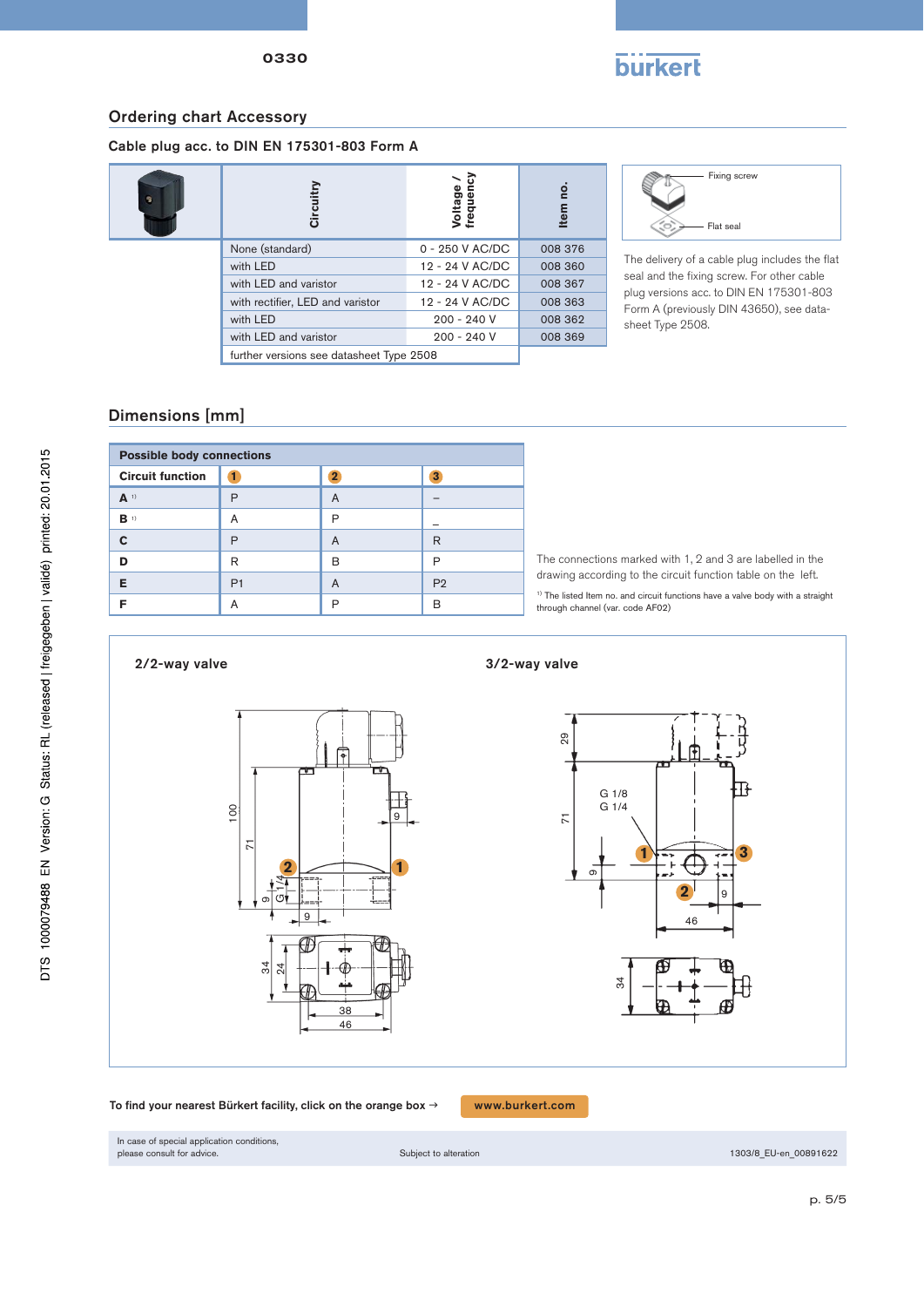## Ordering chart Accessory

### Cable plug acc. to DIN EN 175301-803 Form A

| Circuitry | Voltage / frequency | Item no. |
|---|---|---|
| None (standard) | 0 - 250 V AC/DC | 008 376 |
| with LED | 12 - 24 V AC/DC | 008 360 |
| with LED and varistor | 12 - 24 V AC/DC | 008 367 |
| with rectifier, LED and varistor | 12 - 24 V AC/DC | 008 363 |
| with LED | 200 - 240 V | 008 362 |
| with LED and varistor | 200 - 240 V | 008 369 |
| further versions see datasheet Type 2508 | | |

Fixing screw

Flat seal

The delivery of a cable plug includes the flat seal and the fixing screw. For other cable plug versions acc. to DIN EN 175301-803 Form A (previously DIN 43650), see datasheet Type 2508.

## Dimensions [mm]

| Possible body connections | | | |
|---|---|---|---|
| **Circuit function** | 1 | 2 | 3 |
| **A** [1] | P | A | – |
| **B** [1] | A | P | _ |
| **C** | P | A | R |
| **D** | R | B | P |
| **E** | P1 | A | P2 |
| **F** | A | P | B |

The connections marked with 1, 2 and 3 are labelled in the drawing according to the circuit function table on the left.

[1] The listed Item no. and circuit functions have a valve body with a straight through channel (var. code AF02)

**2/2-way valve**

100
71
9
G 1/4
9
9
2
1
34
24
38
46

**3/2-way valve**

29
71
9
G 1/8
G 1/4
1
2
3
9
46
34

To find your nearest Bürkert facility, click on the orange box → **www.burkert.com**

In case of special application conditions, please consult for advice.

Subject to alteration

1303/8_EU-en_00891622